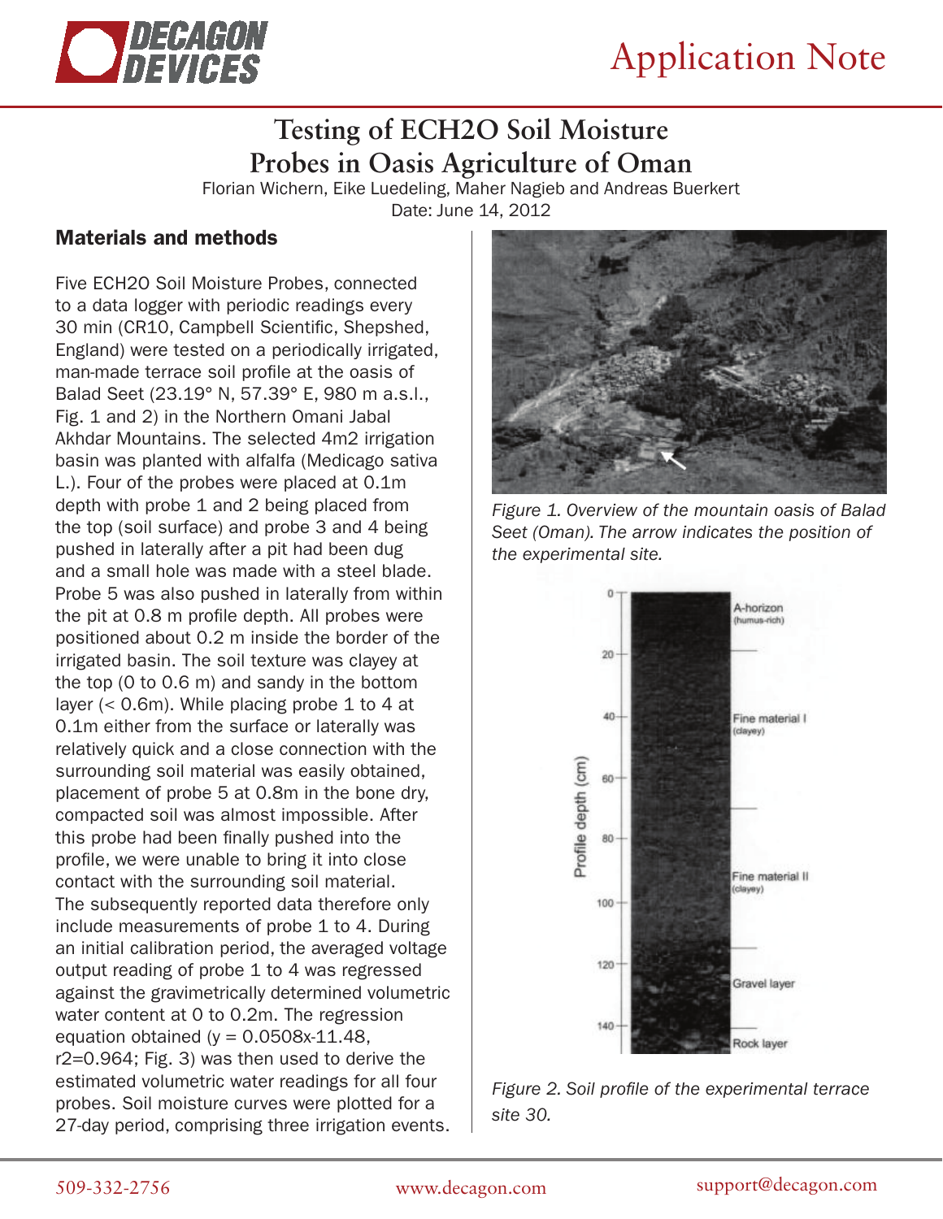Application Note

# Testing of ECH2O Soil Moisture Probes in Oasis Agriculture of Oman

Florian Wichern, Eike Luedeling, Maher Nagieb and Andreas Buerkert

Date: June 14, 2012

## Materials and methods

Five ECH2O Soil Moisture Probes, connected to a data logger with periodic readings every 30 min (CR10, Campbell Scientific, Shepshed, England) were tested on a periodically irrigated, man-made terrace soil profile at the oasis of Balad Seet (23.19° N, 57.39° E, 980 m a.s.l., Fig. 1 and 2) in the Northern Omani Jabal Akhdar Mountains. The selected 4m2 irrigation basin was planted with alfalfa (Medicago sativa L.). Four of the probes were placed at 0.1m depth with probe 1 and 2 being placed from the top (soil surface) and probe 3 and 4 being pushed in laterally after a pit had been dug and a small hole was made with a steel blade. Probe 5 was also pushed in laterally from within the pit at 0.8 m profile depth. All probes were positioned about 0.2 m inside the border of the irrigated basin. The soil texture was clayey at the top (0 to 0.6 m) and sandy in the bottom layer (< 0.6m). While placing probe 1 to 4 at 0.1m either from the surface or laterally was relatively quick and a close connection with the surrounding soil material was easily obtained, placement of probe 5 at 0.8m in the bone dry, compacted soil was almost impossible. After this probe had been finally pushed into the profile, we were unable to bring it into close contact with the surrounding soil material. The subsequently reported data therefore only include measurements of probe 1 to 4. During an initial calibration period, the averaged voltage output reading of probe 1 to 4 was regressed against the gravimetrically determined volumetric water content at 0 to 0.2m. The regression equation obtained ($y = 0.0508x-11.48$, $r2=0.964$; Fig. 3) was then used to derive the estimated volumetric water readings for all four probes. Soil moisture curves were plotted for a 27-day period, comprising three irrigation events.

*Figure 1. Overview of the mountain oasis of Balad Seet (Oman). The arrow indicates the position of the experimental site.*

*Figure 2. Soil profile of the experimental terrace site 30.*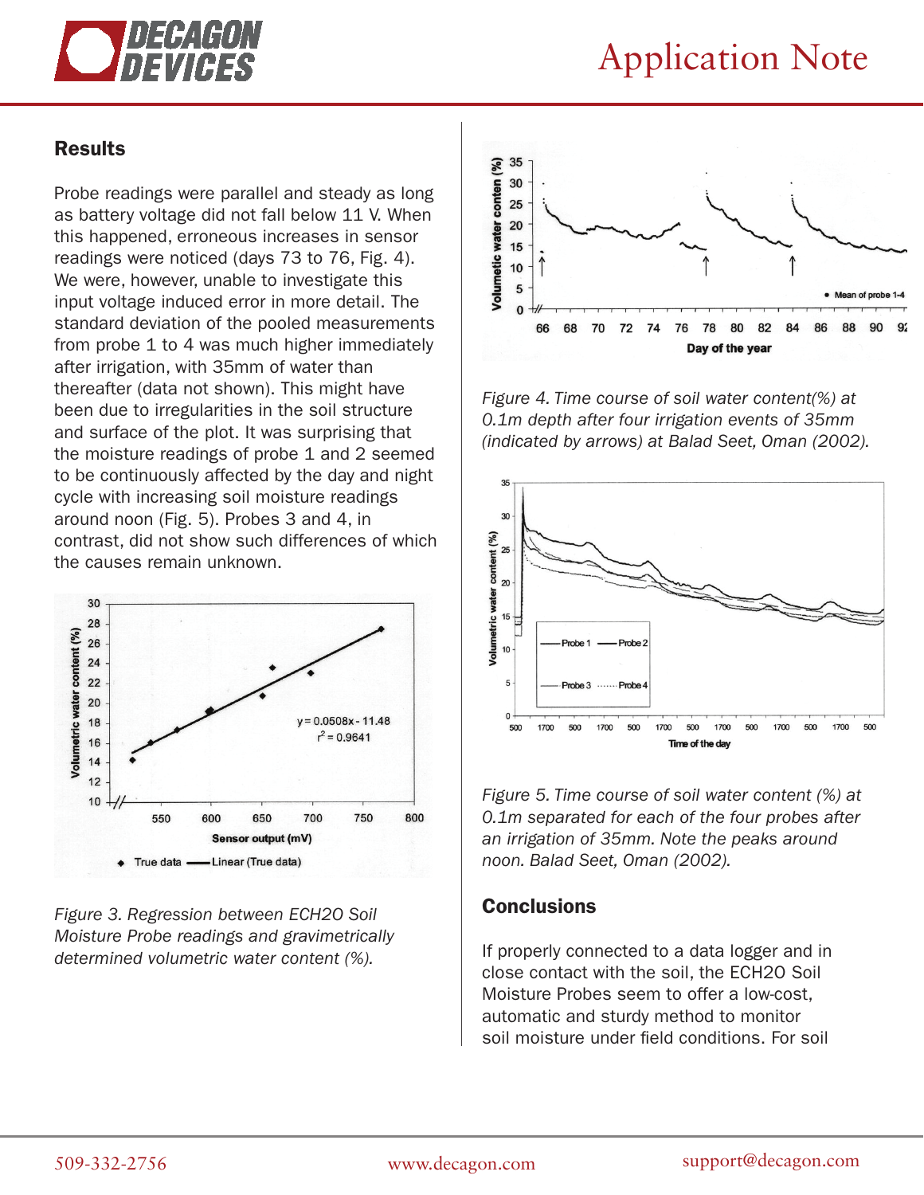## Results

Probe readings were parallel and steady as long as battery voltage did not fall below 11 V. When this happened, erroneous increases in sensor readings were noticed (days 73 to 76, Fig. 4). We were, however, unable to investigate this input voltage induced error in more detail. The standard deviation of the pooled measurements from probe 1 to 4 was much higher immediately after irrigation, with 35mm of water than thereafter (data not shown). This might have been due to irregularities in the soil structure and surface of the plot. It was surprising that the moisture readings of probe 1 and 2 seemed to be continuously affected by the day and night cycle with increasing soil moisture readings around noon (Fig. 5). Probes 3 and 4, in contrast, did not show such differences of which the causes remain unknown.

*Figure 3. Regression between ECH2O Soil Moisture Probe readings and gravimetrically determined volumetric water content (%).*

*Figure 4. Time course of soil water content(%) at 0.1m depth after four irrigation events of 35mm (indicated by arrows) at Balad Seet, Oman (2002).*

*Figure 5. Time course of soil water content (%) at 0.1m separated for each of the four probes after an irrigation of 35mm. Note the peaks around noon. Balad Seet, Oman (2002).*

## Conclusions

If properly connected to a data logger and in close contact with the soil, the ECH2O Soil Moisture Probes seem to offer a low-cost, automatic and sturdy method to monitor soil moisture under field conditions. For soil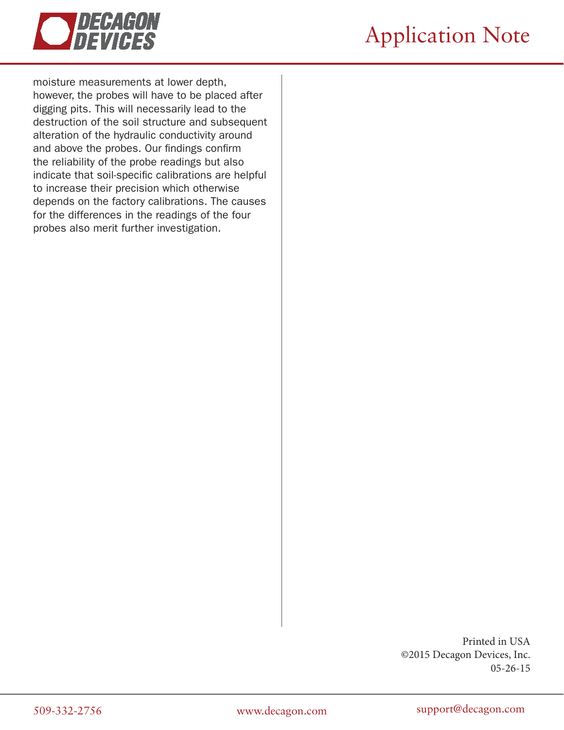moisture measurements at lower depth, however, the probes will have to be placed after digging pits. This will necessarily lead to the destruction of the soil structure and subsequent alteration of the hydraulic conductivity around and above the probes. Our findings confirm the reliability of the probe readings but also indicate that soil-specific calibrations are helpful to increase their precision which otherwise depends on the factory calibrations. The causes for the differences in the readings of the four probes also merit further investigation.

Printed in USA
©2015 Decagon Devices, Inc.
05-26-15